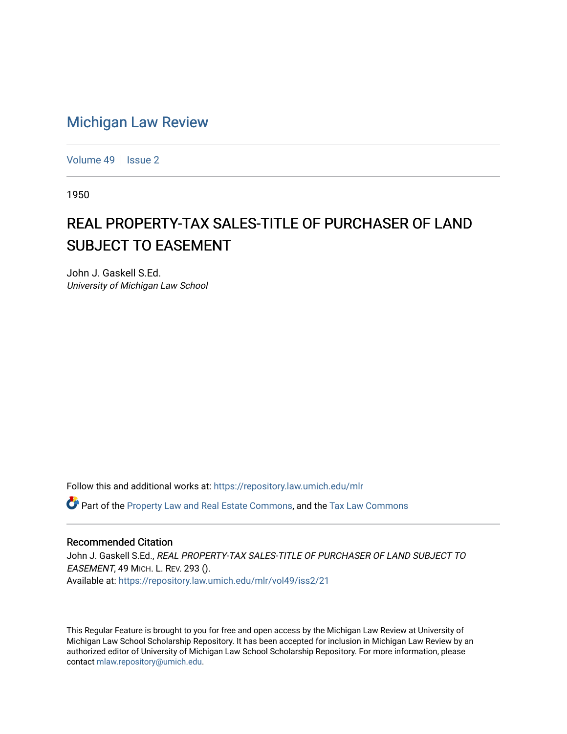# Michigan Law Review

Volume 49 | Issue 2

1950

## REAL PROPERTY-TAX SALES-TITLE OF PURCHASER OF LAND SUBJECT TO EASEMENT

John J. Gaskell S.Ed.
*University of Michigan Law School*

Follow this and additional works at: https://repository.law.umich.edu/mlr

Part of the Property Law and Real Estate Commons, and the Tax Law Commons

### Recommended Citation

John J. Gaskell S.Ed., *REAL PROPERTY-TAX SALES-TITLE OF PURCHASER OF LAND SUBJECT TO EASEMENT*, 49 MICH. L. REV. 293 ().
Available at: https://repository.law.umich.edu/mlr/vol49/iss2/21

This Regular Feature is brought to you for free and open access by the Michigan Law Review at University of Michigan Law School Scholarship Repository. It has been accepted for inclusion in Michigan Law Review by an authorized editor of University of Michigan Law School Scholarship Repository. For more information, please contact mlaw.repository@umich.edu.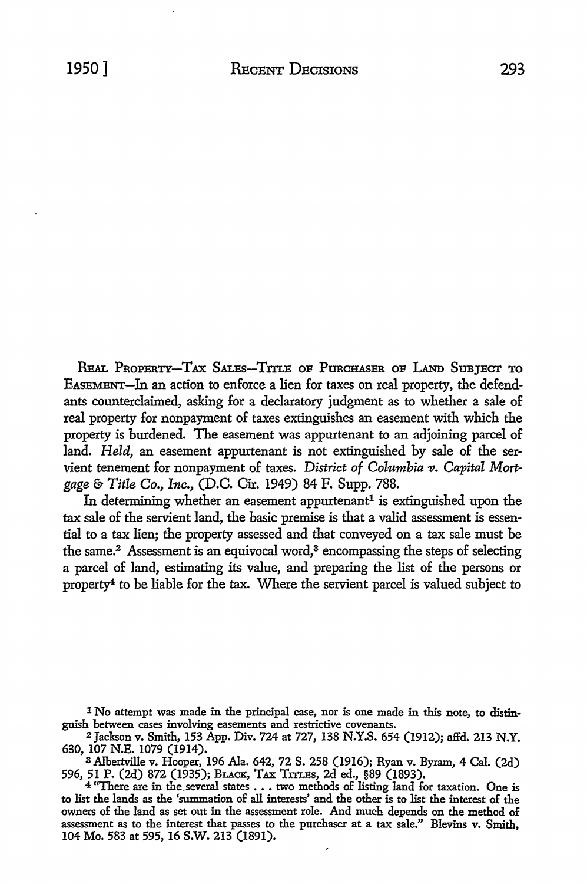REAL PROPERTY—TAX SALES—TITLE OF PURCHASER OF LAND SUBJECT TO EASEMENT—In an action to enforce a lien for taxes on real property, the defendants counterclaimed, asking for a declaratory judgment as to whether a sale of real property for nonpayment of taxes extinguishes an easement with which the property is burdened. The easement was appurtenant to an adjoining parcel of land. *Held,* an easement appurtenant is not extinguished by sale of the servient tenement for nonpayment of taxes. *District of Columbia v. Capital Mortgage & Title Co., Inc.,* (D.C. Cir. 1949) 84 F. Supp. 788.

In determining whether an easement appurtenant[1] is extinguished upon the tax sale of the servient land, the basic premise is that a valid assessment is essential to a tax lien; the property assessed and that conveyed on a tax sale must be the same.[2] Assessment is an equivocal word,[3] encompassing the steps of selecting a parcel of land, estimating its value, and preparing the list of the persons or property[4] to be liable for the tax. Where the servient parcel is valued subject to

[1] No attempt was made in the principal case, nor is one made in this note, to distinguish between cases involving easements and restrictive covenants.

[2] Jackson v. Smith, 153 App. Div. 724 at 727, 138 N.Y.S. 654 (1912); affd. 213 N.Y. 630, 107 N.E. 1079 (1914).

[3] Albertville v. Hooper, 196 Ala. 642, 72 S. 258 (1916); Ryan v. Byram, 4 Cal. (2d) 596, 51 P. (2d) 872 (1935); BLACK, TAX TITLES, 2d ed., §89 (1893).

[4] "There are in the several states . . . two methods of listing land for taxation. One is to list the lands as the 'summation of all interests' and the other is to list the interest of the owners of the land as set out in the assessment role. And much depends on the method of assessment as to the interest that passes to the purchaser at a tax sale." Blevins v. Smith, 104 Mo. 583 at 595, 16 S.W. 213 (1891).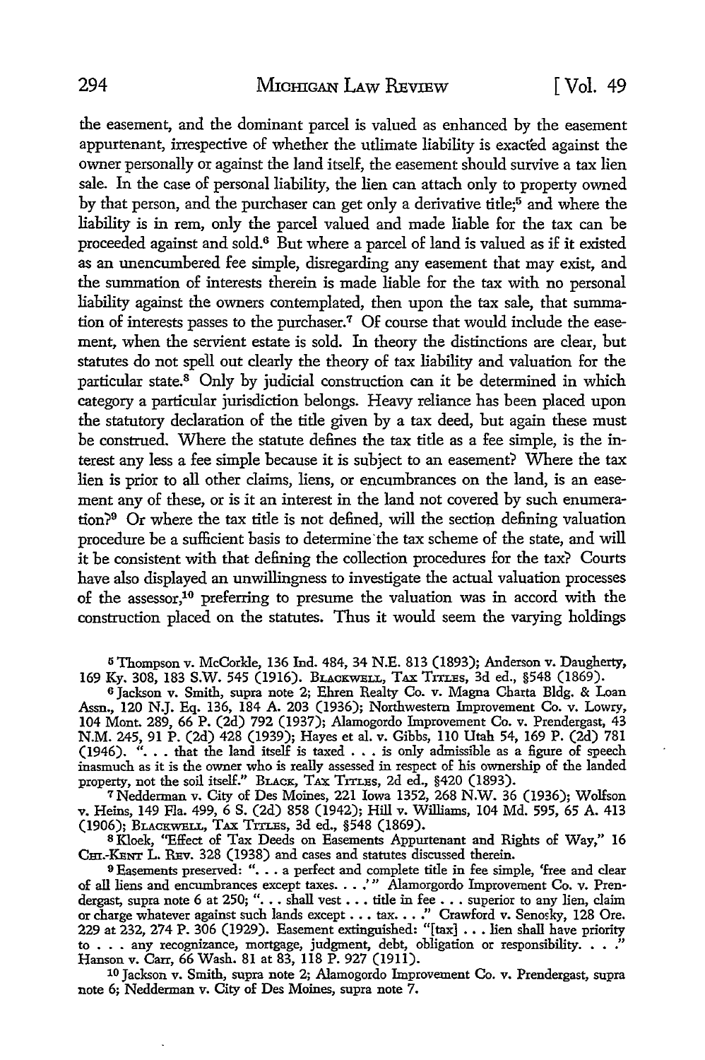the easement, and the dominant parcel is valued as enhanced by the easement appurtenant, irrespective of whether the utlimate liability is exacted against the owner personally or against the land itself, the easement should survive a tax lien sale. In the case of personal liability, the lien can attach only to property owned by that person, and the purchaser can get only a derivative title;[5] and where the liability is in rem, only the parcel valued and made liable for the tax can be proceeded against and sold.[6] But where a parcel of land is valued as if it existed as an unencumbered fee simple, disregarding any easement that may exist, and the summation of interests therein is made liable for the tax with no personal liability against the owners contemplated, then upon the tax sale, that summation of interests passes to the purchaser.[7] Of course that would include the easement, when the servient estate is sold. In theory the distinctions are clear, but statutes do not spell out clearly the theory of tax liability and valuation for the particular state.[8] Only by judicial construction can it be determined in which category a particular jurisdiction belongs. Heavy reliance has been placed upon the statutory declaration of the title given by a tax deed, but again these must be construed. Where the statute defines the tax title as a fee simple, is the interest any less a fee simple because it is subject to an easement? Where the tax lien is prior to all other claims, liens, or encumbrances on the land, is an easement any of these, or is it an interest in the land not covered by such enumeration?[9] Or where the tax title is not defined, will the section defining valuation procedure be a sufficient basis to determine the tax scheme of the state, and will it be consistent with that defining the collection procedures for the tax? Courts have also displayed an unwillingness to investigate the actual valuation processes of the assessor,[10] preferring to presume the valuation was in accord with the construction placed on the statutes. Thus it would seem the varying holdings

[5] Thompson v. McCorkle, 136 Ind. 484, 34 N.E. 813 (1893); Anderson v. Daugherty, 169 Ky. 308, 183 S.W. 545 (1916). BLACKWELL, TAX TITLES, 3d ed., §548 (1869).

[6] Jackson v. Smith, supra note 2; Ehren Realty Co. v. Magna Charta Bldg. & Loan Assn., 120 N.J. Eq. 136, 184 A. 203 (1936); Northwestern Improvement Co. v. Lowry, 104 Mont. 289, 66 P. (2d) 792 (1937); Alamogordo Improvement Co. v. Prendergast, 43 N.M. 245, 91 P. (2d) 428 (1939); Hayes et al. v. Gibbs, 110 Utah 54, 169 P. (2d) 781 (1946). ". . . that the land itself is taxed . . . is only admissible as a figure of speech inasmuch as it is the owner who is really assessed in respect of his ownership of the landed property, not the soil itself." BLACK, TAX TITLES, 2d ed., §420 (1893).

[7] Nedderman v. City of Des Moines, 221 Iowa 1352, 268 N.W. 36 (1936); Wolfson v. Heins, 149 Fla. 499, 6 S. (2d) 858 (1942); Hill v. Williams, 104 Md. 595, 65 A. 413 (1906); BLACKWELL, TAX TITLES, 3d ed., §548 (1869).

[8] Kloek, "Effect of Tax Deeds on Easements Appurtenant and Rights of Way," 16 CHI.-KENT L. REV. 328 (1938) and cases and statutes discussed therein.

[9] Easements preserved: ". . . a perfect and complete title in fee simple, 'free and clear of all liens and encumbrances except taxes. . . .'" Alamorgordo Improvement Co. v. Prendergast, supra note 6 at 250; ". . . shall vest . . . title in fee . . . superior to any lien, claim or charge whatever against such lands except . . . tax. . . ." Crawford v. Senosky, 128 Ore. 229 at 232, 274 P. 306 (1929). Easement extinguished: "[tax] . . . lien shall have priority to . . . any recognizance, mortgage, judgment, debt, obligation or responsibility. . . ." Hanson v. Carr, 66 Wash. 81 at 83, 118 P. 927 (1911).

[10] Jackson v. Smith, supra note 2; Alamogordo Improvement Co. v. Prendergast, supra note 6; Nedderman v. City of Des Moines, supra note 7.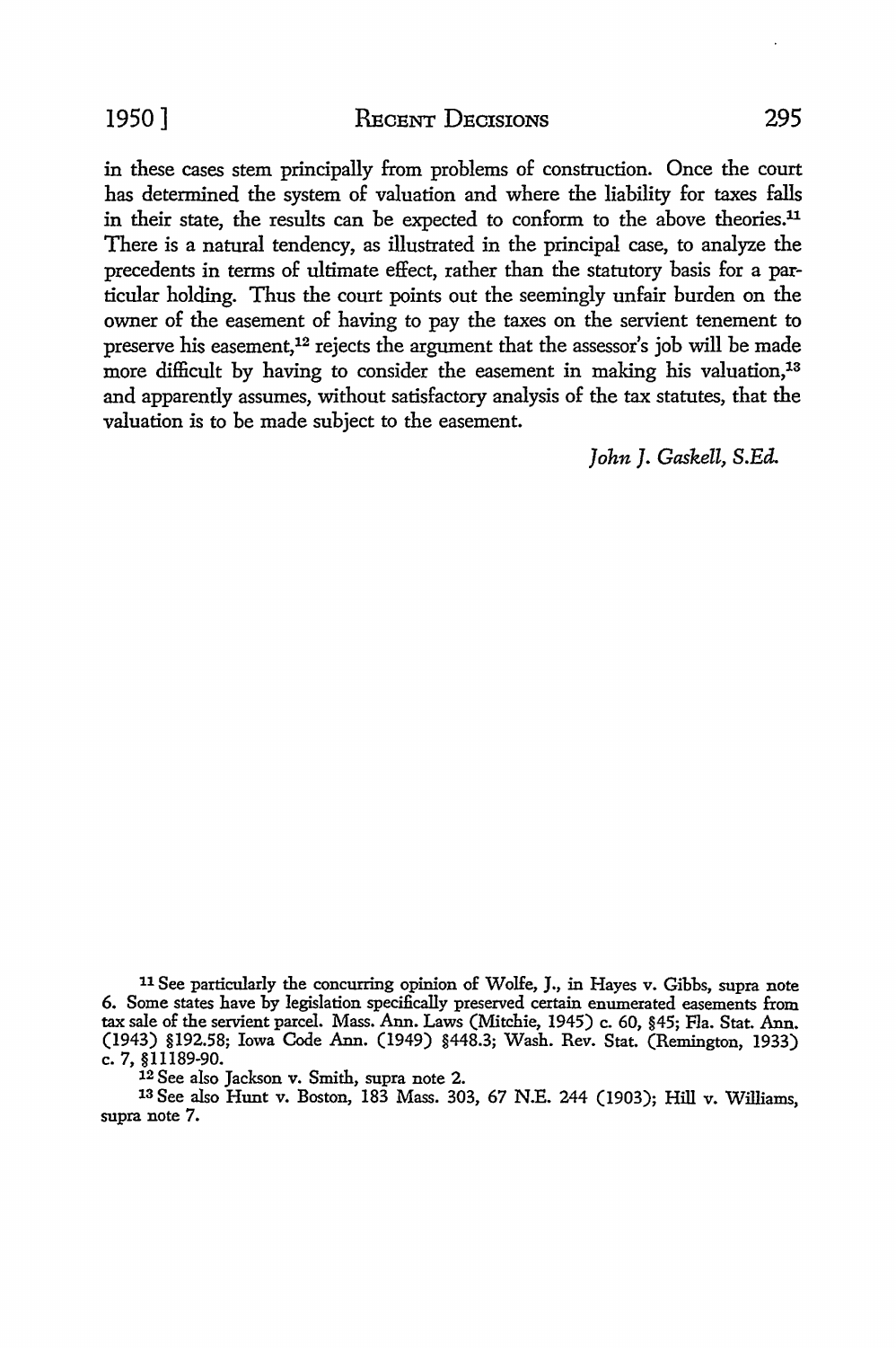in these cases stem principally from problems of construction. Once the court has determined the system of valuation and where the liability for taxes falls in their state, the results can be expected to conform to the above theories.[11] There is a natural tendency, as illustrated in the principal case, to analyze the precedents in terms of ultimate effect, rather than the statutory basis for a particular holding. Thus the court points out the seemingly unfair burden on the owner of the easement of having to pay the taxes on the servient tenement to preserve his easement,[12] rejects the argument that the assessor's job will be made more difficult by having to consider the easement in making his valuation,[13] and apparently assumes, without satisfactory analysis of the tax statutes, that the valuation is to be made subject to the easement.

*John J. Gaskell, S.Ed.*

---

[11] See particularly the concurring opinion of Wolfe, J., in Hayes v. Gibbs, supra note 6. Some states have by legislation specifically preserved certain enumerated easements from tax sale of the servient parcel. Mass. Ann. Laws (Mitchie, 1945) c. 60, §45; Fla. Stat. Ann. (1943) §192.58; Iowa Code Ann. (1949) §448.3; Wash. Rev. Stat. (Remington, 1933) c. 7, §11189-90.

[12] See also Jackson v. Smith, supra note 2.

[13] See also Hunt v. Boston, 183 Mass. 303, 67 N.E. 244 (1903); Hill v. Williams, supra note 7.